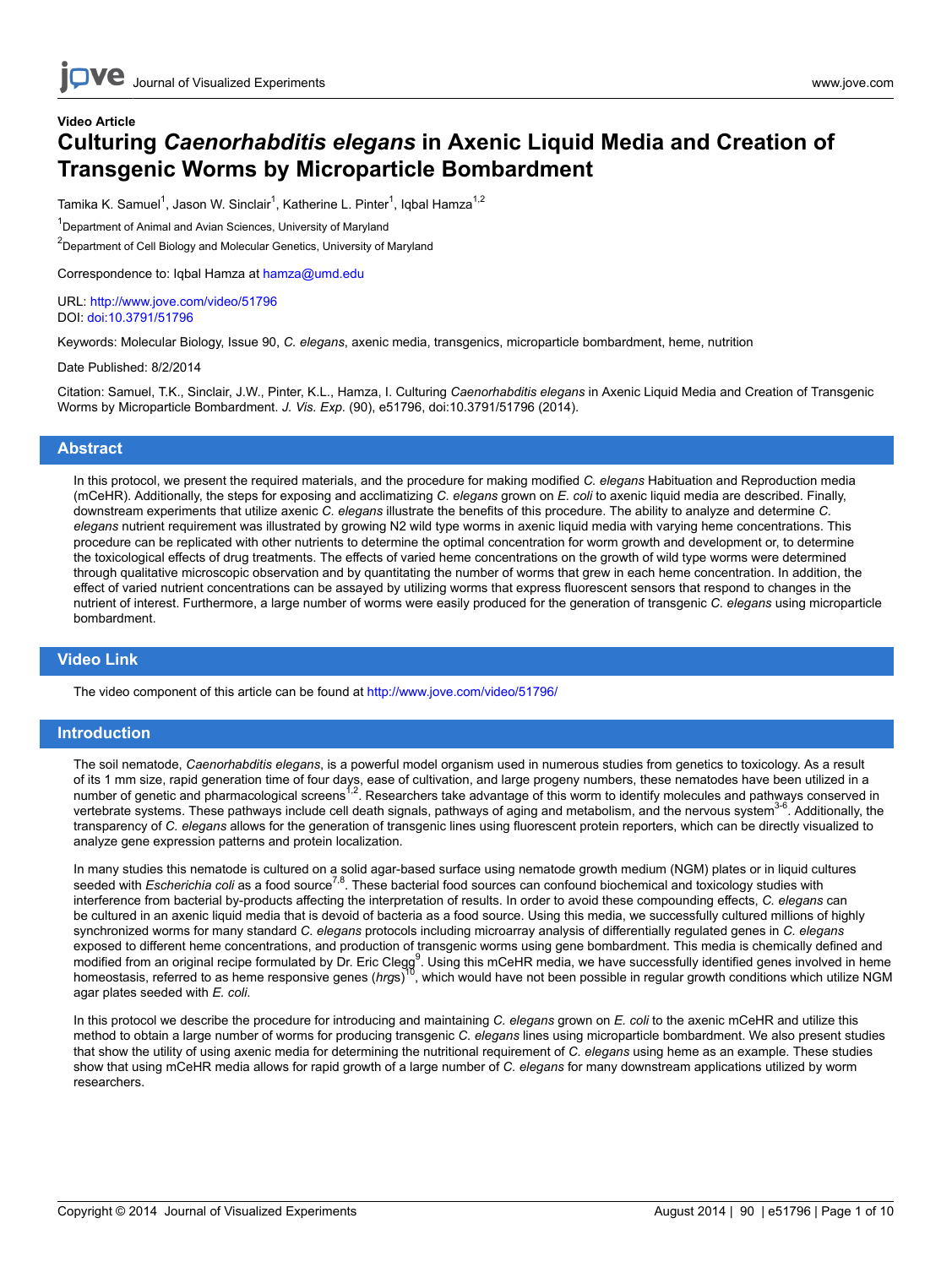Video Article

# Culturing *Caenorhabditis elegans* in Axenic Liquid Media and Creation of Transgenic Worms by Microparticle Bombardment

Tamika K. Samuel[1], Jason W. Sinclair[1], Katherine L. Pinter[1], Iqbal Hamza[1,2]

[1]Department of Animal and Avian Sciences, University of Maryland

[2]Department of Cell Biology and Molecular Genetics, University of Maryland

Correspondence to: Iqbal Hamza at hamza@umd.edu

URL: http://www.jove.com/video/51796
DOI: doi:10.3791/51796

Keywords: Molecular Biology, Issue 90, *C. elegans*, axenic media, transgenics, microparticle bombardment, heme, nutrition

Date Published: 8/2/2014

Citation: Samuel, T.K., Sinclair, J.W., Pinter, K.L., Hamza, I. Culturing *Caenorhabditis elegans* in Axenic Liquid Media and Creation of Transgenic Worms by Microparticle Bombardment. *J. Vis. Exp.* (90), e51796, doi:10.3791/51796 (2014).

## Abstract

In this protocol, we present the required materials, and the procedure for making modified *C. elegans* Habituation and Reproduction media (mCeHR). Additionally, the steps for exposing and acclimatizing *C. elegans* grown on *E. coli* to axenic liquid media are described. Finally, downstream experiments that utilize axenic *C. elegans* illustrate the benefits of this procedure. The ability to analyze and determine *C. elegans* nutrient requirement was illustrated by growing N2 wild type worms in axenic liquid media with varying heme concentrations. This procedure can be replicated with other nutrients to determine the optimal concentration for worm growth and development or, to determine the toxicological effects of drug treatments. The effects of varied heme concentrations on the growth of wild type worms were determined through qualitative microscopic observation and by quantitating the number of worms that grew in each heme concentration. In addition, the effect of varied nutrient concentrations can be assayed by utilizing worms that express fluorescent sensors that respond to changes in the nutrient of interest. Furthermore, a large number of worms were easily produced for the generation of transgenic *C. elegans* using microparticle bombardment.

## Video Link

The video component of this article can be found at http://www.jove.com/video/51796/

## Introduction

The soil nematode, *Caenorhabditis elegans*, is a powerful model organism used in numerous studies from genetics to toxicology. As a result of its 1 mm size, rapid generation time of four days, ease of cultivation, and large progeny numbers, these nematodes have been utilized in a number of genetic and pharmacological screens[1,2]. Researchers take advantage of this worm to identify molecules and pathways conserved in vertebrate systems. These pathways include cell death signals, pathways of aging and metabolism, and the nervous system[3-6]. Additionally, the transparency of *C. elegans* allows for the generation of transgenic lines using fluorescent protein reporters, which can be directly visualized to analyze gene expression patterns and protein localization.

In many studies this nematode is cultured on a solid agar-based surface using nematode growth medium (NGM) plates or in liquid cultures seeded with *Escherichia coli* as a food source[7,8]. These bacterial food sources can confound biochemical and toxicology studies with interference from bacterial by-products affecting the interpretation of results. In order to avoid these compounding effects, *C. elegans* can be cultured in an axenic liquid media that is devoid of bacteria as a food source. Using this media, we successfully cultured millions of highly synchronized worms for many standard *C. elegans* protocols including microarray analysis of differentially regulated genes in *C. elegans* exposed to different heme concentrations, and production of transgenic worms using gene bombardment. This media is chemically defined and modified from an original recipe formulated by Dr. Eric Clegg[9]. Using this mCeHR media, we have successfully identified genes involved in heme homeostasis, referred to as heme responsive genes (*hrg*s)[10], which would have not been possible in regular growth conditions which utilize NGM agar plates seeded with *E. coli*.

In this protocol we describe the procedure for introducing and maintaining *C. elegans* grown on *E. coli* to the axenic mCeHR and utilize this method to obtain a large number of worms for producing transgenic *C. elegans* lines using microparticle bombardment. We also present studies that show the utility of using axenic media for determining the nutritional requirement of *C. elegans* using heme as an example. These studies show that using mCeHR media allows for rapid growth of a large number of *C. elegans* for many downstream applications utilized by worm researchers.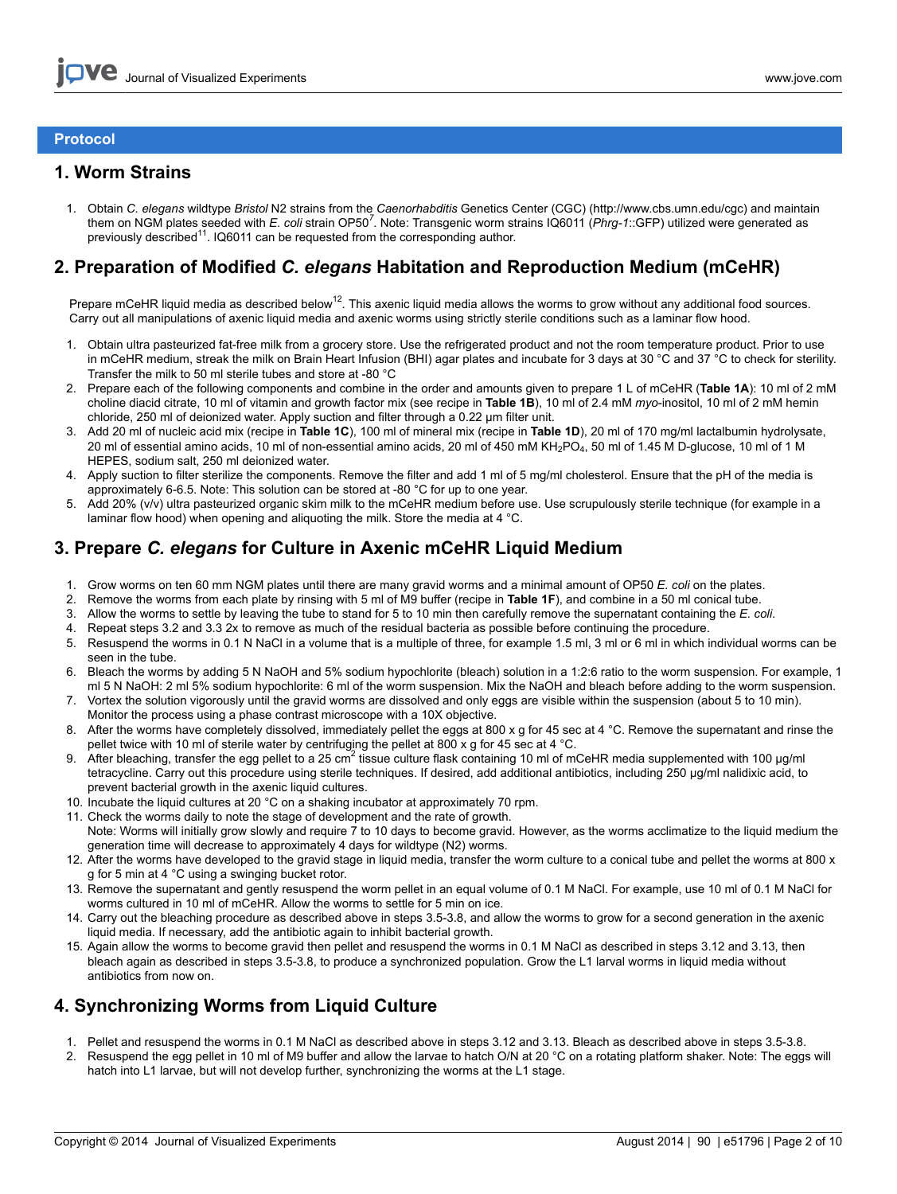## Protocol

## 1. Worm Strains

1. Obtain *C. elegans* wildtype *Bristol* N2 strains from the *Caenorhabditis* Genetics Center (CGC) (http://www.cbs.umn.edu/cgc) and maintain them on NGM plates seeded with *E. coli* strain OP50[7]. Note: Transgenic worm strains IQ6011 (*Phrg-1*::GFP) utilized were generated as previously described[11]. IQ6011 can be requested from the corresponding author.

## 2. Preparation of Modified *C. elegans* Habitation and Reproduction Medium (mCeHR)

Prepare mCeHR liquid media as described below[12]. This axenic liquid media allows the worms to grow without any additional food sources. Carry out all manipulations of axenic liquid media and axenic worms using strictly sterile conditions such as a laminar flow hood.

1. Obtain ultra pasteurized fat-free milk from a grocery store. Use the refrigerated product and not the room temperature product. Prior to use in mCeHR medium, streak the milk on Brain Heart Infusion (BHI) agar plates and incubate for 3 days at 30 °C and 37 °C to check for sterility. Transfer the milk to 50 ml sterile tubes and store at -80 °C
2. Prepare each of the following components and combine in the order and amounts given to prepare 1 L of mCeHR (**Table 1A**): 10 ml of 2 mM choline diacid citrate, 10 ml of vitamin and growth factor mix (see recipe in **Table 1B**), 10 ml of 2.4 mM *myo*-inositol, 10 ml of 2 mM hemin chloride, 250 ml of deionized water. Apply suction and filter through a 0.22 µm filter unit.
3. Add 20 ml of nucleic acid mix (recipe in **Table 1C**), 100 ml of mineral mix (recipe in **Table 1D**), 20 ml of 170 mg/ml lactalbumin hydrolysate, 20 ml of essential amino acids, 10 ml of non-essential amino acids, 20 ml of 450 mM $KH_2PO_4$, 50 ml of 1.45 M D-glucose, 10 ml of 1 M HEPES, sodium salt, 250 ml deionized water.
4. Apply suction to filter sterilize the components. Remove the filter and add 1 ml of 5 mg/ml cholesterol. Ensure that the pH of the media is approximately 6-6.5. Note: This solution can be stored at -80 °C for up to one year.
5. Add 20% (v/v) ultra pasteurized organic skim milk to the mCeHR medium before use. Use scrupulously sterile technique (for example in a laminar flow hood) when opening and aliquoting the milk. Store the media at 4 °C.

## 3. Prepare *C. elegans* for Culture in Axenic mCeHR Liquid Medium

1. Grow worms on ten 60 mm NGM plates until there are many gravid worms and a minimal amount of OP50 *E. coli* on the plates.
2. Remove the worms from each plate by rinsing with 5 ml of M9 buffer (recipe in **Table 1F**), and combine in a 50 ml conical tube.
3. Allow the worms to settle by leaving the tube to stand for 5 to 10 min then carefully remove the supernatant containing the *E. coli*.
4. Repeat steps 3.2 and 3.3 2x to remove as much of the residual bacteria as possible before continuing the procedure.
5. Resuspend the worms in 0.1 N NaCl in a volume that is a multiple of three, for example 1.5 ml, 3 ml or 6 ml in which individual worms can be seen in the tube.
6. Bleach the worms by adding 5 N NaOH and 5% sodium hypochlorite (bleach) solution in a 1:2:6 ratio to the worm suspension. For example, 1 ml 5 N NaOH: 2 ml 5% sodium hypochlorite: 6 ml of the worm suspension. Mix the NaOH and bleach before adding to the worm suspension.
7. Vortex the solution vigorously until the gravid worms are dissolved and only eggs are visible within the suspension (about 5 to 10 min). Monitor the process using a phase contrast microscope with a 10X objective.
8. After the worms have completely dissolved, immediately pellet the eggs at 800 x g for 45 sec at 4 °C. Remove the supernatant and rinse the pellet twice with 10 ml of sterile water by centrifuging the pellet at 800 x g for 45 sec at 4 °C.
9. After bleaching, transfer the egg pellet to a 25 $cm^2$ tissue culture flask containing 10 ml of mCeHR media supplemented with 100 µg/ml tetracycline. Carry out this procedure using sterile techniques. If desired, add additional antibiotics, including 250 µg/ml nalidixic acid, to prevent bacterial growth in the axenic liquid cultures.
10. Incubate the liquid cultures at 20 °C on a shaking incubator at approximately 70 rpm.
11. Check the worms daily to note the stage of development and the rate of growth.
    Note: Worms will initially grow slowly and require 7 to 10 days to become gravid. However, as the worms acclimatize to the liquid medium the generation time will decrease to approximately 4 days for wildtype (N2) worms.
12. After the worms have developed to the gravid stage in liquid media, transfer the worm culture to a conical tube and pellet the worms at 800 x g for 5 min at 4 °C using a swinging bucket rotor.
13. Remove the supernatant and gently resuspend the worm pellet in an equal volume of 0.1 M NaCl. For example, use 10 ml of 0.1 M NaCl for worms cultured in 10 ml of mCeHR. Allow the worms to settle for 5 min on ice.
14. Carry out the bleaching procedure as described above in steps 3.5-3.8, and allow the worms to grow for a second generation in the axenic liquid media. If necessary, add the antibiotic again to inhibit bacterial growth.
15. Again allow the worms to become gravid then pellet and resuspend the worms in 0.1 M NaCl as described in steps 3.12 and 3.13, then bleach again as described in steps 3.5-3.8, to produce a synchronized population. Grow the L1 larval worms in liquid media without antibiotics from now on.

## 4. Synchronizing Worms from Liquid Culture

1. Pellet and resuspend the worms in 0.1 M NaCl as described above in steps 3.12 and 3.13. Bleach as described above in steps 3.5-3.8.
2. Resuspend the egg pellet in 10 ml of M9 buffer and allow the larvae to hatch O/N at 20 °C on a rotating platform shaker. Note: The eggs will hatch into L1 larvae, but will not develop further, synchronizing the worms at the L1 stage.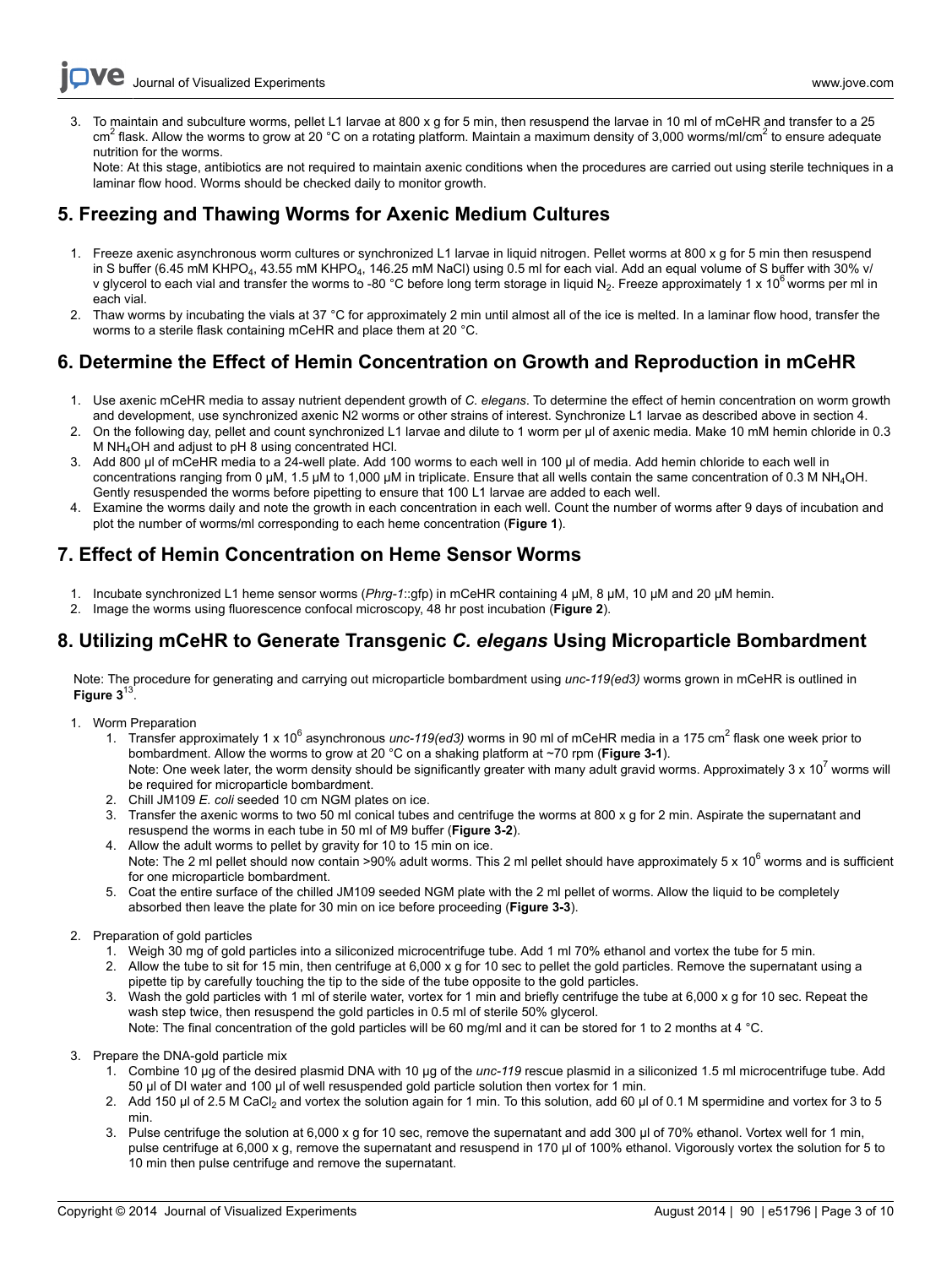3. To maintain and subculture worms, pellet L1 larvae at 800 x g for 5 min, then resuspend the larvae in 10 ml of mCeHR and transfer to a 25 $cm^2$ flask. Allow the worms to grow at 20 °C on a rotating platform. Maintain a maximum density of 3,000 worms/ml/$cm^2$ to ensure adequate nutrition for the worms.
   Note: At this stage, antibiotics are not required to maintain axenic conditions when the procedures are carried out using sterile techniques in a laminar flow hood. Worms should be checked daily to monitor growth.

## 5. Freezing and Thawing Worms for Axenic Medium Cultures

1. Freeze axenic asynchronous worm cultures or synchronized L1 larvae in liquid nitrogen. Pellet worms at 800 x g for 5 min then resuspend in S buffer (6.45 mM $KHPO_4$, 43.55 mM $KHPO_4$, 146.25 mM NaCl) using 0.5 ml for each vial. Add an equal volume of S buffer with 30% v/v glycerol to each vial and transfer the worms to -80 °C before long term storage in liquid $N_2$. Freeze approximately 1 x $10^6$ worms per ml in each vial.
2. Thaw worms by incubating the vials at 37 °C for approximately 2 min until almost all of the ice is melted. In a laminar flow hood, transfer the worms to a sterile flask containing mCeHR and place them at 20 °C.

## 6. Determine the Effect of Hemin Concentration on Growth and Reproduction in mCeHR

1. Use axenic mCeHR media to assay nutrient dependent growth of *C. elegans*. To determine the effect of hemin concentration on worm growth and development, use synchronized axenic N2 worms or other strains of interest. Synchronize L1 larvae as described above in section 4.
2. On the following day, pellet and count synchronized L1 larvae and dilute to 1 worm per µl of axenic media. Make 10 mM hemin chloride in 0.3 M $NH_4OH$ and adjust to pH 8 using concentrated HCl.
3. Add 800 µl of mCeHR media to a 24-well plate. Add 100 worms to each well in 100 µl of media. Add hemin chloride to each well in concentrations ranging from 0 µM, 1.5 µM to 1,000 µM in triplicate. Ensure that all wells contain the same concentration of 0.3 M $NH_4OH$. Gently resuspended the worms before pipetting to ensure that 100 L1 larvae are added to each well.
4. Examine the worms daily and note the growth in each concentration in each well. Count the number of worms after 9 days of incubation and plot the number of worms/ml corresponding to each heme concentration (**Figure 1**).

## 7. Effect of Hemin Concentration on Heme Sensor Worms

1. Incubate synchronized L1 heme sensor worms (*Phrg-1*::gfp) in mCeHR containing 4 µM, 8 µM, 10 µM and 20 µM hemin.
2. Image the worms using fluorescence confocal microscopy, 48 hr post incubation (**Figure 2**).

## 8. Utilizing mCeHR to Generate Transgenic *C. elegans* Using Microparticle Bombardment

Note: The procedure for generating and carrying out microparticle bombardment using *unc-119(ed3)* worms grown in mCeHR is outlined in **Figure 3**[13].

1. Worm Preparation
   1. Transfer approximately 1 x $10^6$ asynchronous *unc-119(ed3)* worms in 90 ml of mCeHR media in a 175 $cm^2$ flask one week prior to bombardment. Allow the worms to grow at 20 °C on a shaking platform at ~70 rpm (**Figure 3-1**).
      Note: One week later, the worm density should be significantly greater with many adult gravid worms. Approximately 3 x $10^7$ worms will be required for microparticle bombardment.
   2. Chill JM109 *E. coli* seeded 10 cm NGM plates on ice.
   3. Transfer the axenic worms to two 50 ml conical tubes and centrifuge the worms at 800 x g for 2 min. Aspirate the supernatant and resuspend the worms in each tube in 50 ml of M9 buffer (**Figure 3-2**).
   4. Allow the adult worms to pellet by gravity for 10 to 15 min on ice.
      Note: The 2 ml pellet should now contain >90% adult worms. This 2 ml pellet should have approximately 5 x $10^6$ worms and is sufficient for one microparticle bombardment.
   5. Coat the entire surface of the chilled JM109 seeded NGM plate with the 2 ml pellet of worms. Allow the liquid to be completely absorbed then leave the plate for 30 min on ice before proceeding (**Figure 3-3**).
2. Preparation of gold particles
   1. Weigh 30 mg of gold particles into a siliconized microcentrifuge tube. Add 1 ml 70% ethanol and vortex the tube for 5 min.
   2. Allow the tube to sit for 15 min, then centrifuge at 6,000 x g for 10 sec to pellet the gold particles. Remove the supernatant using a pipette tip by carefully touching the tip to the side of the tube opposite to the gold particles.
   3. Wash the gold particles with 1 ml of sterile water, vortex for 1 min and briefly centrifuge the tube at 6,000 x g for 10 sec. Repeat the wash step twice, then resuspend the gold particles in 0.5 ml of sterile 50% glycerol.
      Note: The final concentration of the gold particles will be 60 mg/ml and it can be stored for 1 to 2 months at 4 °C.
3. Prepare the DNA-gold particle mix
   1. Combine 10 µg of the desired plasmid DNA with 10 µg of the *unc-119* rescue plasmid in a siliconized 1.5 ml microcentrifuge tube. Add 50 µl of DI water and 100 µl of well resuspended gold particle solution then vortex for 1 min.
   2. Add 150 µl of 2.5 M $CaCl_2$ and vortex the solution again for 1 min. To this solution, add 60 µl of 0.1 M spermidine and vortex for 3 to 5 min.
   3. Pulse centrifuge the solution at 6,000 x g for 10 sec, remove the supernatant and add 300 µl of 70% ethanol. Vortex well for 1 min, pulse centrifuge at 6,000 x g, remove the supernatant and resuspend in 170 µl of 100% ethanol. Vigorously vortex the solution for 5 to 10 min then pulse centrifuge and remove the supernatant.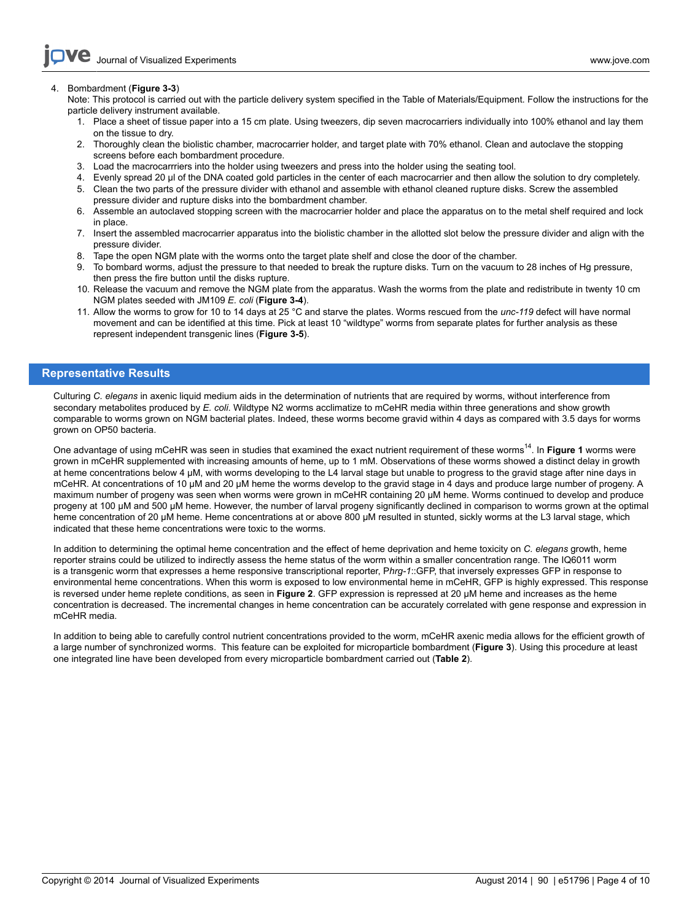4. Bombardment (**Figure 3-3**)

   Note: This protocol is carried out with the particle delivery system specified in the Table of Materials/Equipment. Follow the instructions for the particle delivery instrument available.

   1. Place a sheet of tissue paper into a 15 cm plate. Using tweezers, dip seven macrocarriers individually into 100% ethanol and lay them on the tissue to dry.
   2. Thoroughly clean the biolistic chamber, macrocarrier holder, and target plate with 70% ethanol. Clean and autoclave the stopping screens before each bombardment procedure.
   3. Load the macrocarrriers into the holder using tweezers and press into the holder using the seating tool.
   4. Evenly spread 20 µl of the DNA coated gold particles in the center of each macrocarrier and then allow the solution to dry completely.
   5. Clean the two parts of the pressure divider with ethanol and assemble with ethanol cleaned rupture disks. Screw the assembled pressure divider and rupture disks into the bombardment chamber.
   6. Assemble an autoclaved stopping screen with the macrocarrier holder and place the apparatus on to the metal shelf required and lock in place.
   7. Insert the assembled macrocarrier apparatus into the biolistic chamber in the allotted slot below the pressure divider and align with the pressure divider.
   8. Tape the open NGM plate with the worms onto the target plate shelf and close the door of the chamber.
   9. To bombard worms, adjust the pressure to that needed to break the rupture disks. Turn on the vacuum to 28 inches of Hg pressure, then press the fire button until the disks rupture.
   10. Release the vacuum and remove the NGM plate from the apparatus. Wash the worms from the plate and redistribute in twenty 10 cm NGM plates seeded with JM109 *E. coli* (**Figure 3-4**).
   11. Allow the worms to grow for 10 to 14 days at 25 °C and starve the plates. Worms rescued from the *unc-119* defect will have normal movement and can be identified at this time. Pick at least 10 "wildtype" worms from separate plates for further analysis as these represent independent transgenic lines (**Figure 3-5**).

## Representative Results

Culturing *C. elegans* in axenic liquid medium aids in the determination of nutrients that are required by worms, without interference from secondary metabolites produced by *E. coli*. Wildtype N2 worms acclimatize to mCeHR media within three generations and show growth comparable to worms grown on NGM bacterial plates. Indeed, these worms become gravid within 4 days as compared with 3.5 days for worms grown on OP50 bacteria.

One advantage of using mCeHR was seen in studies that examined the exact nutrient requirement of these worms[14]. In **Figure 1** worms were grown in mCeHR supplemented with increasing amounts of heme, up to 1 mM. Observations of these worms showed a distinct delay in growth at heme concentrations below 4 µM, with worms developing to the L4 larval stage but unable to progress to the gravid stage after nine days in mCeHR. At concentrations of 10 µM and 20 µM heme the worms develop to the gravid stage in 4 days and produce large number of progeny. A maximum number of progeny was seen when worms were grown in mCeHR containing 20 µM heme. Worms continued to develop and produce progeny at 100 µM and 500 µM heme. However, the number of larval progeny significantly declined in comparison to worms grown at the optimal heme concentration of 20 µM heme. Heme concentrations at or above 800 µM resulted in stunted, sickly worms at the L3 larval stage, which indicated that these heme concentrations were toxic to the worms.

In addition to determining the optimal heme concentration and the effect of heme deprivation and heme toxicity on *C. elegans* growth, heme reporter strains could be utilized to indirectly assess the heme status of the worm within a smaller concentration range. The IQ6011 worm is a transgenic worm that expresses a heme responsive transcriptional reporter, P*hrg-1*::GFP, that inversely expresses GFP in response to environmental heme concentrations. When this worm is exposed to low environmental heme in mCeHR, GFP is highly expressed. This response is reversed under heme replete conditions, as seen in **Figure 2**. GFP expression is repressed at 20 µM heme and increases as the heme concentration is decreased. The incremental changes in heme concentration can be accurately correlated with gene response and expression in mCeHR media.

In addition to being able to carefully control nutrient concentrations provided to the worm, mCeHR axenic media allows for the efficient growth of a large number of synchronized worms. This feature can be exploited for microparticle bombardment (**Figure 3**). Using this procedure at least one integrated line have been developed from every microparticle bombardment carried out (**Table 2**).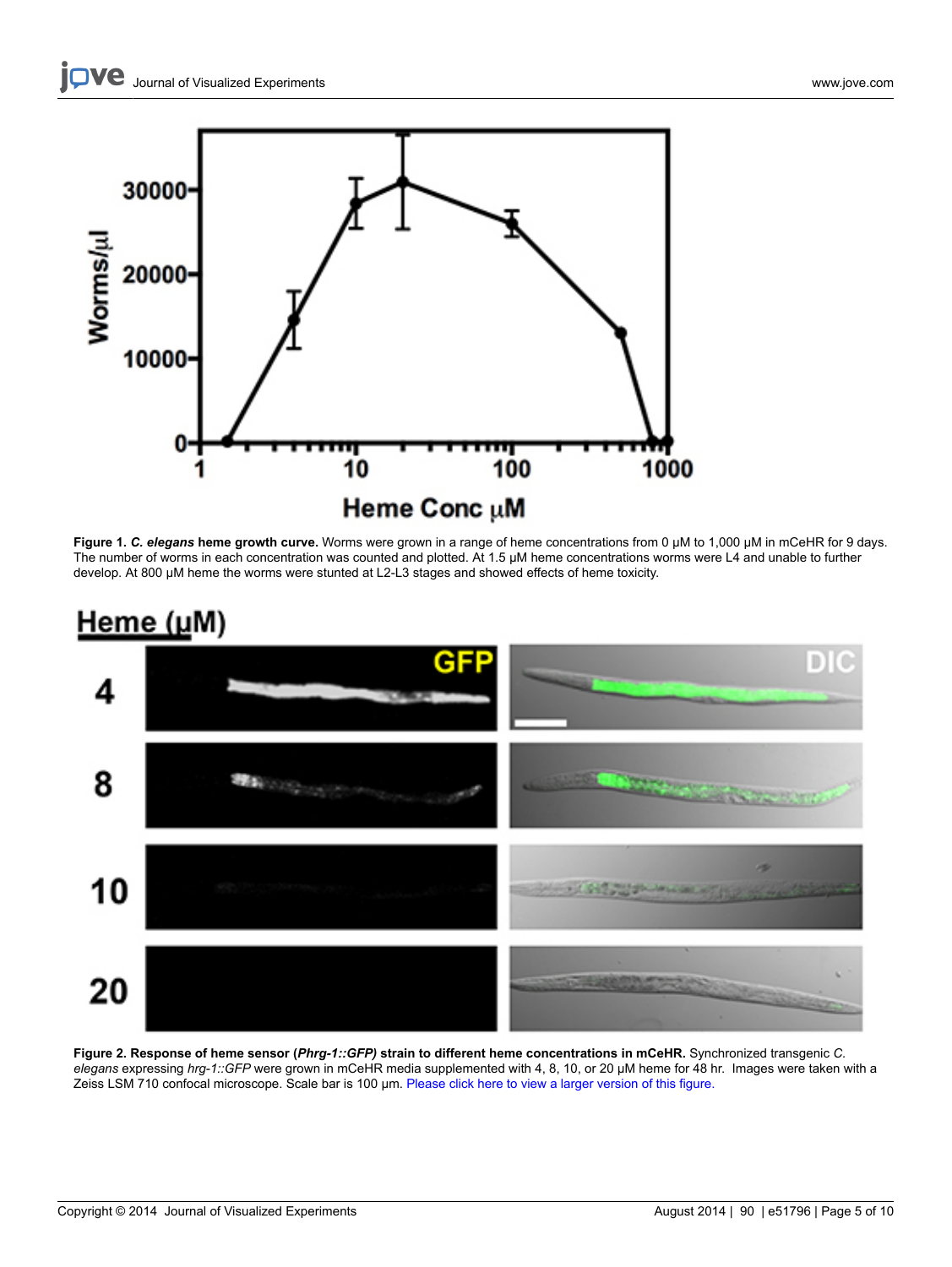**Figure 1. *C. elegans* heme growth curve.** Worms were grown in a range of heme concentrations from 0 µM to 1,000 µM in mCeHR for 9 days. The number of worms in each concentration was counted and plotted. At 1.5 µM heme concentrations worms were L4 and unable to further develop. At 800 µM heme the worms were stunted at L2-L3 stages and showed effects of heme toxicity.

**Figure 2. Response of heme sensor (*Phrg-1::GFP*) strain to different heme concentrations in mCeHR.** Synchronized transgenic *C. elegans* expressing *hrg-1::GFP* were grown in mCeHR media supplemented with 4, 8, 10, or 20 µM heme for 48 hr. Images were taken with a Zeiss LSM 710 confocal microscope. Scale bar is 100 µm. Please click here to view a larger version of this figure.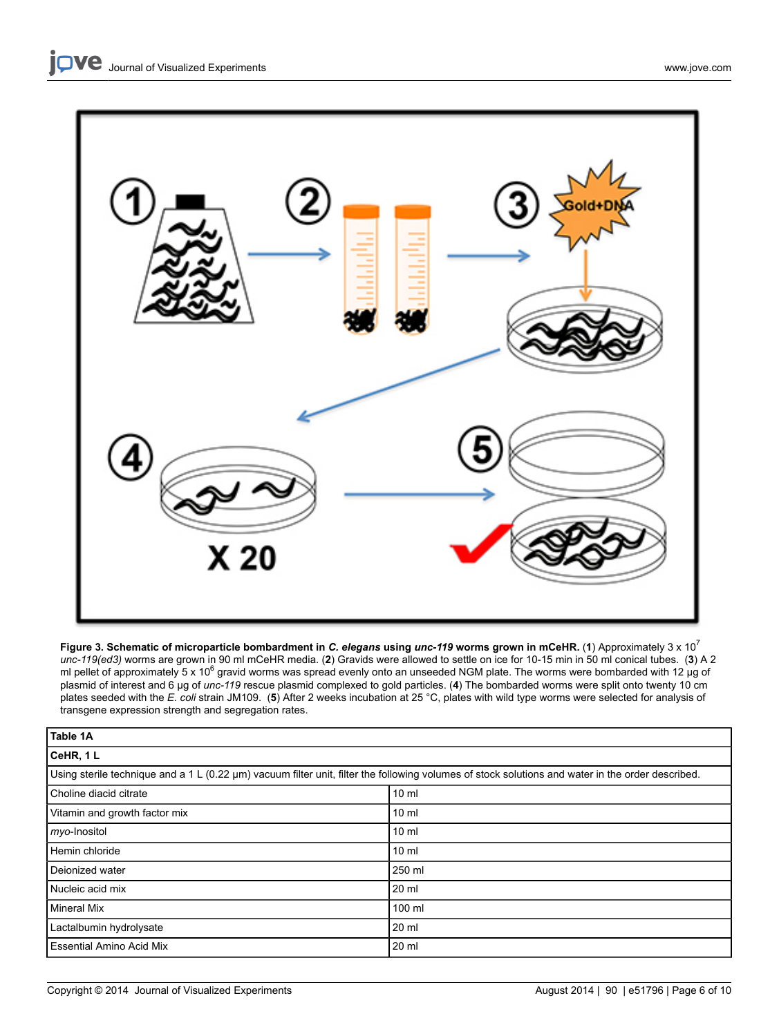**Figure 3. Schematic of microparticle bombardment in *C. elegans* using *unc-119* worms grown in mCeHR.** (**1**) Approximately 3 x $10^7$ *unc-119(ed3)* worms are grown in 90 ml mCeHR media. (**2**) Gravids were allowed to settle on ice for 10-15 min in 50 ml conical tubes. (**3**) A 2 ml pellet of approximately 5 x $10^6$ gravid worms was spread evenly onto an unseeded NGM plate. The worms were bombarded with 12 µg of plasmid of interest and 6 µg of *unc-119* rescue plasmid complexed to gold particles. (**4**) The bombarded worms were split onto twenty 10 cm plates seeded with the *E. coli* strain JM109. (**5**) After 2 weeks incubation at 25 °C, plates with wild type worms were selected for analysis of transgene expression strength and segregation rates.

| **Table 1A** | |
|---|---|
| **CeHR, 1 L** | |
| Using sterile technique and a 1 L (0.22 µm) vacuum filter unit, filter the following volumes of stock solutions and water in the order described. | |
| Choline diacid citrate | 10 ml |
| Vitamin and growth factor mix | 10 ml |
| *myo*-Inositol | 10 ml |
| Hemin chloride | 10 ml |
| Deionized water | 250 ml |
| Nucleic acid mix | 20 ml |
| Mineral Mix | 100 ml |
| Lactalbumin hydrolysate | 20 ml |
| Essential Amino Acid Mix | 20 ml |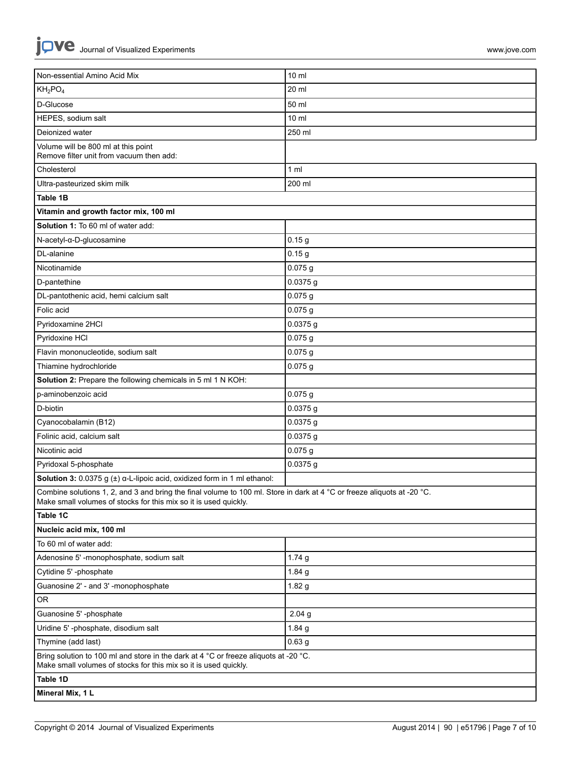| | |
|---|---|
| Non-essential Amino Acid Mix | 10 ml |
| $KH_2PO_4$ | 20 ml |
| D-Glucose | 50 ml |
| HEPES, sodium salt | 10 ml |
| Deionized water | 250 ml |
| Volume will be 800 ml at this point<br>Remove filter unit from vacuum then add: | |
| Cholesterol | 1 ml |
| Ultra-pasteurized skim milk | 200 ml |
| **Table 1B** | |
| **Vitamin and growth factor mix, 100 ml** | |
| **Solution 1:** To 60 ml of water add: | |
| N-acetyl-α-D-glucosamine | 0.15 g |
| DL-alanine | 0.15 g |
| Nicotinamide | 0.075 g |
| D-pantethine | 0.0375 g |
| DL-pantothenic acid, hemi calcium salt | 0.075 g |
| Folic acid | 0.075 g |
| Pyridoxamine 2HCl | 0.0375 g |
| Pyridoxine HCl | 0.075 g |
| Flavin mononucleotide, sodium salt | 0.075 g |
| Thiamine hydrochloride | 0.075 g |
| **Solution 2:** Prepare the following chemicals in 5 ml 1 N KOH: | |
| p-aminobenzoic acid | 0.075 g |
| D-biotin | 0.0375 g |
| Cyanocobalamin (B12) | 0.0375 g |
| Folinic acid, calcium salt | 0.0375 g |
| Nicotinic acid | 0.075 g |
| Pyridoxal 5-phosphate | 0.0375 g |
| **Solution 3:** 0.0375 g (±) α-L-lipoic acid, oxidized form in 1 ml ethanol: | |
| Combine solutions 1, 2, and 3 and bring the final volume to 100 ml. Store in dark at 4 °C or freeze aliquots at -20 °C.<br>Make small volumes of stocks for this mix so it is used quickly. | |
| **Table 1C** | |
| **Nucleic acid mix, 100 ml** | |
| To 60 ml of water add: | |
| Adenosine 5' -monophosphate, sodium salt | 1.74 g |
| Cytidine 5' -phosphate | 1.84 g |
| Guanosine 2' - and 3' -monophosphate | 1.82 g |
| OR | |
| Guanosine 5' -phosphate | 2.04 g |
| Uridine 5' -phosphate, disodium salt | 1.84 g |
| Thymine (add last) | 0.63 g |
| Bring solution to 100 ml and store in the dark at 4 °C or freeze aliquots at -20 °C.<br>Make small volumes of stocks for this mix so it is used quickly. | |
| **Table 1D** | |
| **Mineral Mix, 1 L** | |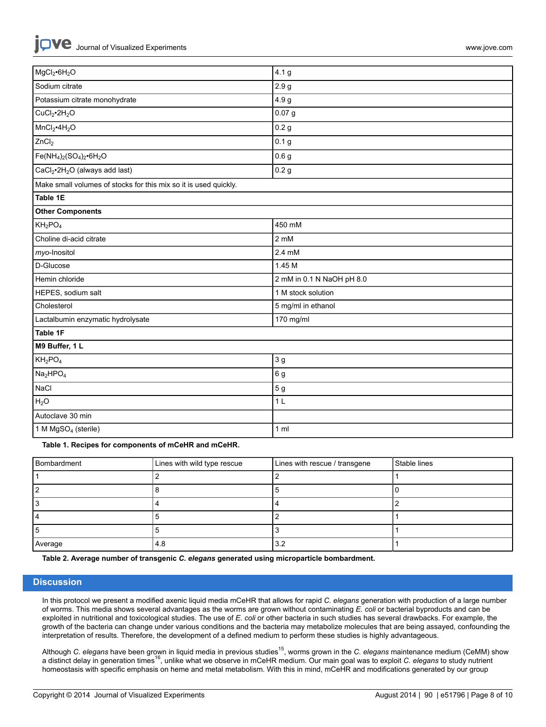| | |
|---|---|
| $MgCl_2 \cdot 6H_2O$ | 4.1 g |
| Sodium citrate | 2.9 g |
| Potassium citrate monohydrate | 4.9 g |
| $CuCl_2 \cdot 2H_2O$ | 0.07 g |
| $MnCl_2 \cdot 4H_2O$ | 0.2 g |
| $ZnCl_2$ | 0.1 g |
| $Fe(NH_4)_2(SO_4)_2 \cdot 6H_2O$ | 0.6 g |
| $CaCl_2 \cdot 2H_2O$ (always add last) | 0.2 g |
| Make small volumes of stocks for this mix so it is used quickly. | |
| **Table 1E** | |
| **Other Components** | |
| $KH_2PO_4$ | 450 mM |
| Choline di-acid citrate | 2 mM |
| *myo*-Inositol | 2.4 mM |
| D-Glucose | 1.45 M |
| Hemin chloride | 2 mM in 0.1 N NaOH pH 8.0 |
| HEPES, sodium salt | 1 M stock solution |
| Cholesterol | 5 mg/ml in ethanol |
| Lactalbumin enzymatic hydrolysate | 170 mg/ml |
| **Table 1F** | |
| **M9 Buffer, 1 L** | |
| $KH_2PO_4$ | 3 g |
| $Na_2HPO_4$ | 6 g |
| NaCl | 5 g |
| $H_2O$ | 1 L |
| Autoclave 30 min | |
| 1 M $MgSO_4$ (sterile) | 1 ml |

**Table 1. Recipes for components of mCeHR and mCeHR.**

| Bombardment | Lines with wild type rescue | Lines with rescue / transgene | Stable lines |
|---|---|---|---|
| 1 | 2 | 2 | 1 |
| 2 | 8 | 5 | 0 |
| 3 | 4 | 4 | 2 |
| 4 | 5 | 2 | 1 |
| 5 | 5 | 3 | 1 |
| Average | 4.8 | 3.2 | 1 |

**Table 2. Average number of transgenic *C. elegans* generated using microparticle bombardment.**

## Discussion

In this protocol we present a modified axenic liquid media mCeHR that allows for rapid *C. elegans* generation with production of a large number of worms. This media shows several advantages as the worms are grown without contaminating *E. coli* or bacterial byproducts and can be exploited in nutritional and toxicological studies. The use of *E. coli* or other bacteria in such studies has several drawbacks. For example, the growth of the bacteria can change under various conditions and the bacteria may metabolize molecules that are being assayed, confounding the interpretation of results. Therefore, the development of a defined medium to perform these studies is highly advantageous.

Although *C. elegans* have been grown in liquid media in previous studies[15], worms grown in the *C. elegans* maintenance medium (CeMM) show a distinct delay in generation times[16], unlike what we observe in mCeHR medium. Our main goal was to exploit *C. elegans* to study nutrient homeostasis with specific emphasis on heme and metal metabolism. With this in mind, mCeHR and modifications generated by our group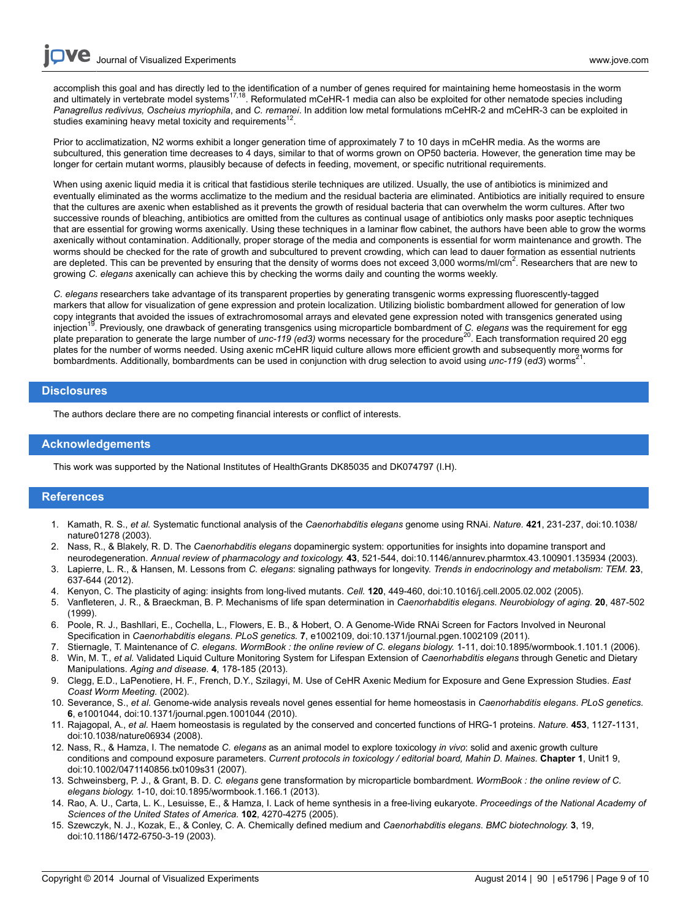accomplish this goal and has directly led to the identification of a number of genes required for maintaining heme homeostasis in the worm and ultimately in vertebrate model systems[17,18]. Reformulated mCeHR-1 media can also be exploited for other nematode species including *Panagrellus redivivus, Oscheius myriophila*, and *C. remanei*. In addition low metal formulations mCeHR-2 and mCeHR-3 can be exploited in studies examining heavy metal toxicity and requirements[12].

Prior to acclimatization, N2 worms exhibit a longer generation time of approximately 7 to 10 days in mCeHR media. As the worms are subcultured, this generation time decreases to 4 days, similar to that of worms grown on OP50 bacteria. However, the generation time may be longer for certain mutant worms, plausibly because of defects in feeding, movement, or specific nutritional requirements.

When using axenic liquid media it is critical that fastidious sterile techniques are utilized. Usually, the use of antibiotics is minimized and eventually eliminated as the worms acclimatize to the medium and the residual bacteria are eliminated. Antibiotics are initially required to ensure that the cultures are axenic when established as it prevents the growth of residual bacteria that can overwhelm the worm cultures. After two successive rounds of bleaching, antibiotics are omitted from the cultures as continual usage of antibiotics only masks poor aseptic techniques that are essential for growing worms axenically. Using these techniques in a laminar flow cabinet, the authors have been able to grow the worms axenically without contamination. Additionally, proper storage of the media and components is essential for worm maintenance and growth. The worms should be checked for the rate of growth and subcultured to prevent crowding, which can lead to dauer formation as essential nutrients are depleted. This can be prevented by ensuring that the density of worms does not exceed 3,000 worms/ml/cm$^2$. Researchers that are new to growing *C. elegans* axenically can achieve this by checking the worms daily and counting the worms weekly.

*C. elegans* researchers take advantage of its transparent properties by generating transgenic worms expressing fluorescently-tagged markers that allow for visualization of gene expression and protein localization. Utilizing biolistic bombardment allowed for generation of low copy integrants that avoided the issues of extrachromosomal arrays and elevated gene expression noted with transgenics generated using injection[19]. Previously, one drawback of generating transgenics using microparticle bombardment of *C. elegans* was the requirement for egg plate preparation to generate the large number of *unc-119 (ed3)* worms necessary for the procedure[20]. Each transformation required 20 egg plates for the number of worms needed. Using axenic mCeHR liquid culture allows more efficient growth and subsequently more worms for bombardments. Additionally, bombardments can be used in conjunction with drug selection to avoid using *unc-119* (*ed3*) worms[21].

## Disclosures

The authors declare there are no competing financial interests or conflict of interests.

## Acknowledgements

This work was supported by the National Institutes of HealthGrants DK85035 and DK074797 (I.H).

## References

1. Kamath, R. S., *et al.* Systematic functional analysis of the *Caenorhabditis elegans* genome using RNAi. *Nature.* **421**, 231-237, doi:10.1038/nature01278 (2003).
2. Nass, R., & Blakely, R. D. The *Caenorhabditis elegans* dopaminergic system: opportunities for insights into dopamine transport and neurodegeneration. *Annual review of pharmacology and toxicology.* **43**, 521-544, doi:10.1146/annurev.pharmtox.43.100901.135934 (2003).
3. Lapierre, L. R., & Hansen, M. Lessons from *C. elegans*: signaling pathways for longevity. *Trends in endocrinology and metabolism: TEM.* **23**, 637-644 (2012).
4. Kenyon, C. The plasticity of aging: insights from long-lived mutants. *Cell.* **120**, 449-460, doi:10.1016/j.cell.2005.02.002 (2005).
5. Vanfleteren, J. R., & Braeckman, B. P. Mechanisms of life span determination in *Caenorhabditis elegans*. *Neurobiology of aging.* **20**, 487-502 (1999).
6. Poole, R. J., Bashllari, E., Cochella, L., Flowers, E. B., & Hobert, O. A Genome-Wide RNAi Screen for Factors Involved in Neuronal Specification in *Caenorhabditis elegans*. *PLoS genetics.* **7**, e1002109, doi:10.1371/journal.pgen.1002109 (2011).
7. Stiernagle, T. Maintenance of *C. elegans*. *WormBook : the online review of C. elegans biology.* 1-11, doi:10.1895/wormbook.1.101.1 (2006).
8. Win, M. T., *et al.* Validated Liquid Culture Monitoring System for Lifespan Extension of *Caenorhabditis elegans* through Genetic and Dietary Manipulations. *Aging and disease.* **4**, 178-185 (2013).
9. Clegg, E.D., LaPenotiere, H. F., French, D.Y., Szilagyi, M. Use of CeHR Axenic Medium for Exposure and Gene Expression Studies. *East Coast Worm Meeting.* (2002).
10. Severance, S., *et al.* Genome-wide analysis reveals novel genes essential for heme homeostasis in *Caenorhabditis elegans*. *PLoS genetics.* **6**, e1001044, doi:10.1371/journal.pgen.1001044 (2010).
11. Rajagopal, A., *et al.* Haem homeostasis is regulated by the conserved and concerted functions of HRG-1 proteins. *Nature.* **453**, 1127-1131, doi:10.1038/nature06934 (2008).
12. Nass, R., & Hamza, I. The nematode *C. elegans* as an animal model to explore toxicology *in vivo*: solid and axenic growth culture conditions and compound exposure parameters. *Current protocols in toxicology / editorial board, Mahin D. Maines.* **Chapter 1**, Unit1 9, doi:10.1002/0471140856.tx0109s31 (2007).
13. Schweinsberg, P. J., & Grant, B. D. *C. elegans* gene transformation by microparticle bombardment. *WormBook : the online review of C. elegans biology.* 1-10, doi:10.1895/wormbook.1.166.1 (2013).
14. Rao, A. U., Carta, L. K., Lesuisse, E., & Hamza, I. Lack of heme synthesis in a free-living eukaryote. *Proceedings of the National Academy of Sciences of the United States of America.* **102**, 4270-4275 (2005).
15. Szewczyk, N. J., Kozak, E., & Conley, C. A. Chemically defined medium and *Caenorhabditis elegans*. *BMC biotechnology.* **3**, 19, doi:10.1186/1472-6750-3-19 (2003).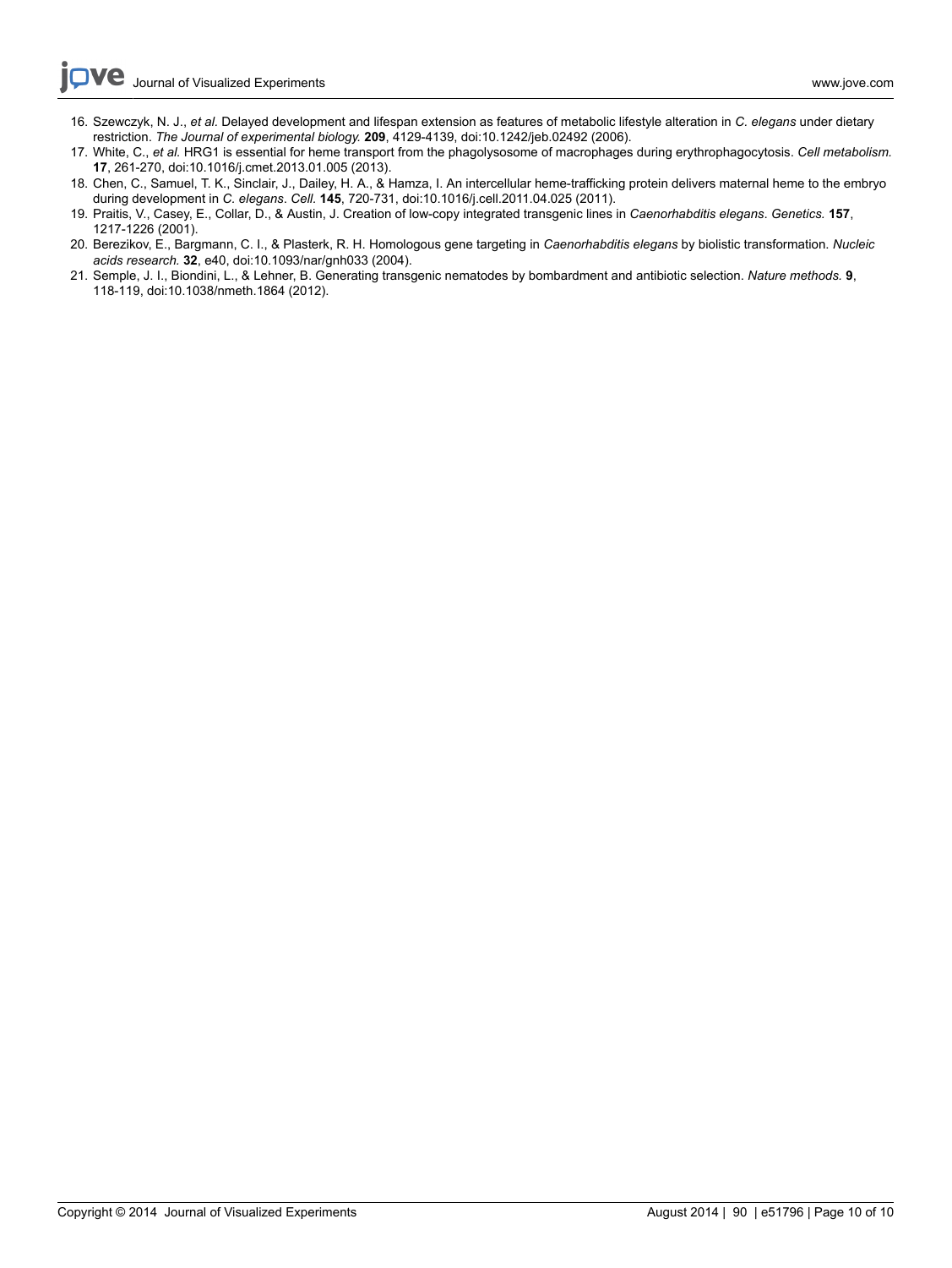16. Szewczyk, N. J., *et al.* Delayed development and lifespan extension as features of metabolic lifestyle alteration in *C. elegans* under dietary restriction. *The Journal of experimental biology.* **209**, 4129-4139, doi:10.1242/jeb.02492 (2006).
17. White, C., *et al.* HRG1 is essential for heme transport from the phagolysosome of macrophages during erythrophagocytosis. *Cell metabolism.* **17**, 261-270, doi:10.1016/j.cmet.2013.01.005 (2013).
18. Chen, C., Samuel, T. K., Sinclair, J., Dailey, H. A., & Hamza, I. An intercellular heme-trafficking protein delivers maternal heme to the embryo during development in *C. elegans*. *Cell.* **145**, 720-731, doi:10.1016/j.cell.2011.04.025 (2011).
19. Praitis, V., Casey, E., Collar, D., & Austin, J. Creation of low-copy integrated transgenic lines in *Caenorhabditis elegans*. *Genetics.* **157**, 1217-1226 (2001).
20. Berezikov, E., Bargmann, C. I., & Plasterk, R. H. Homologous gene targeting in *Caenorhabditis elegans* by biolistic transformation. *Nucleic acids research.* **32**, e40, doi:10.1093/nar/gnh033 (2004).
21. Semple, J. I., Biondini, L., & Lehner, B. Generating transgenic nematodes by bombardment and antibiotic selection. *Nature methods.* **9**, 118-119, doi:10.1038/nmeth.1864 (2012).